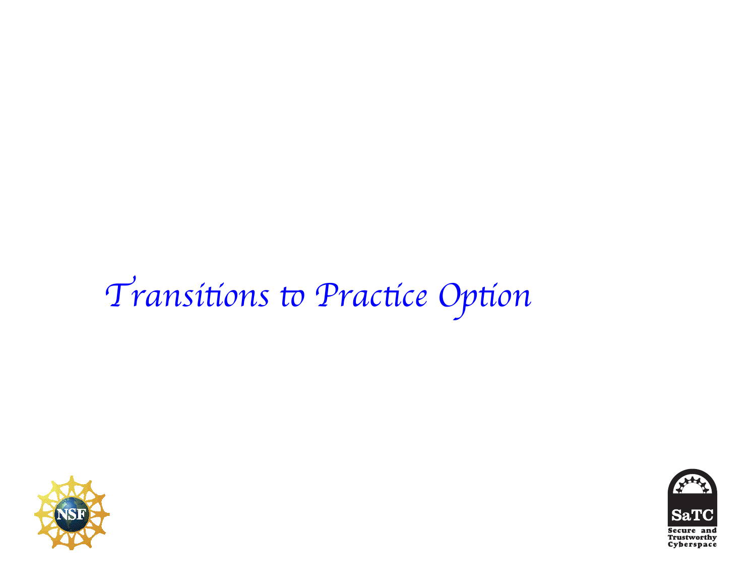# Transitions to Practice Option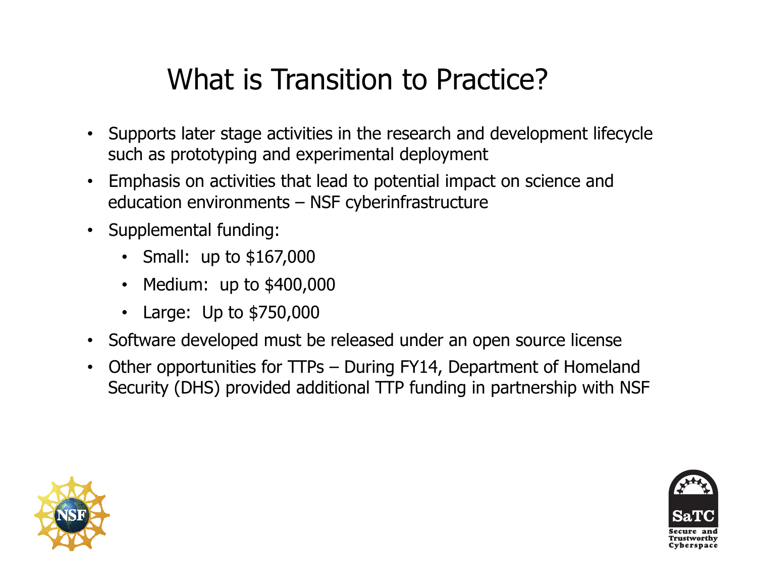# What is Transition to Practice?

- Supports later stage activities in the research and development lifecycle such as prototyping and experimental deployment
- Emphasis on activities that lead to potential impact on science and education environments – NSF cyberinfrastructure
- Supplemental funding:
  - Small: up to $167,000
  - Medium: up to $400,000
  - Large: Up to $750,000
- Software developed must be released under an open source license
- Other opportunities for TTPs – During FY14, Department of Homeland Security (DHS) provided additional TTP funding in partnership with NSF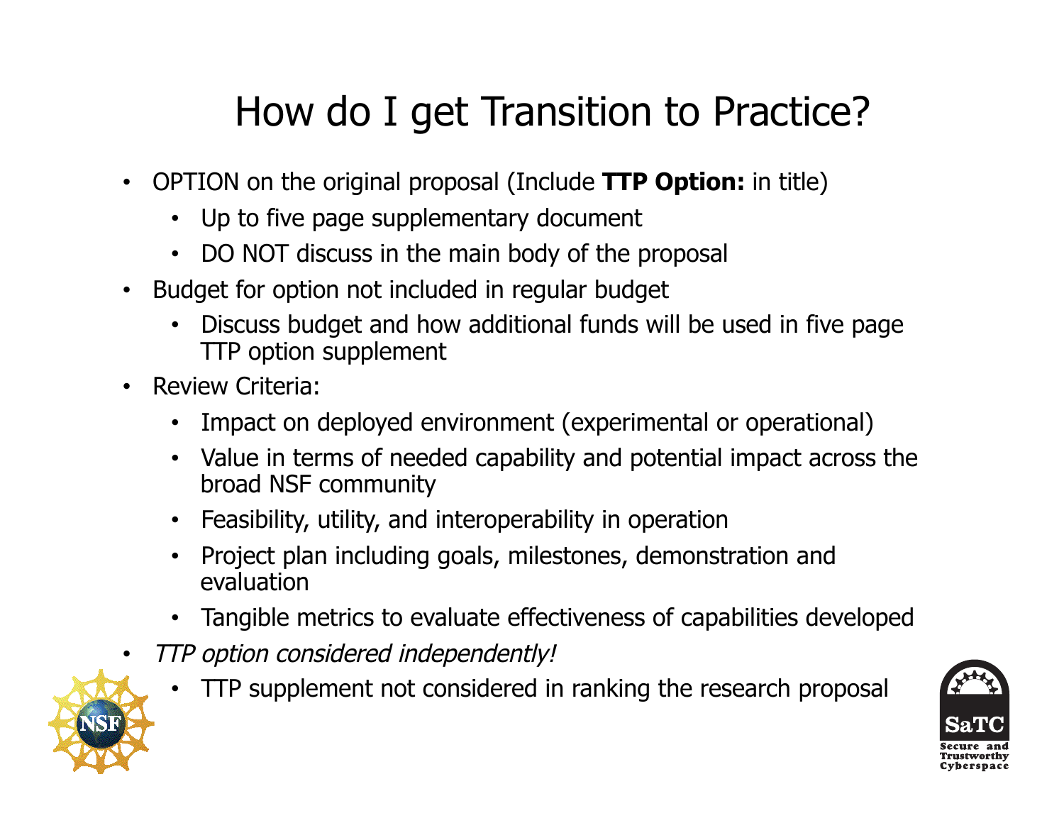# How do I get Transition to Practice?

- OPTION on the original proposal (Include **TTP Option:** in title)
  - Up to five page supplementary document
  - DO NOT discuss in the main body of the proposal
- Budget for option not included in regular budget
  - Discuss budget and how additional funds will be used in five page TTP option supplement
- Review Criteria:
  - Impact on deployed environment (experimental or operational)
  - Value in terms of needed capability and potential impact across the broad NSF community
  - Feasibility, utility, and interoperability in operation
  - Project plan including goals, milestones, demonstration and evaluation
  - Tangible metrics to evaluate effectiveness of capabilities developed
- *TTP option considered independently!*
  - TTP supplement not considered in ranking the research proposal